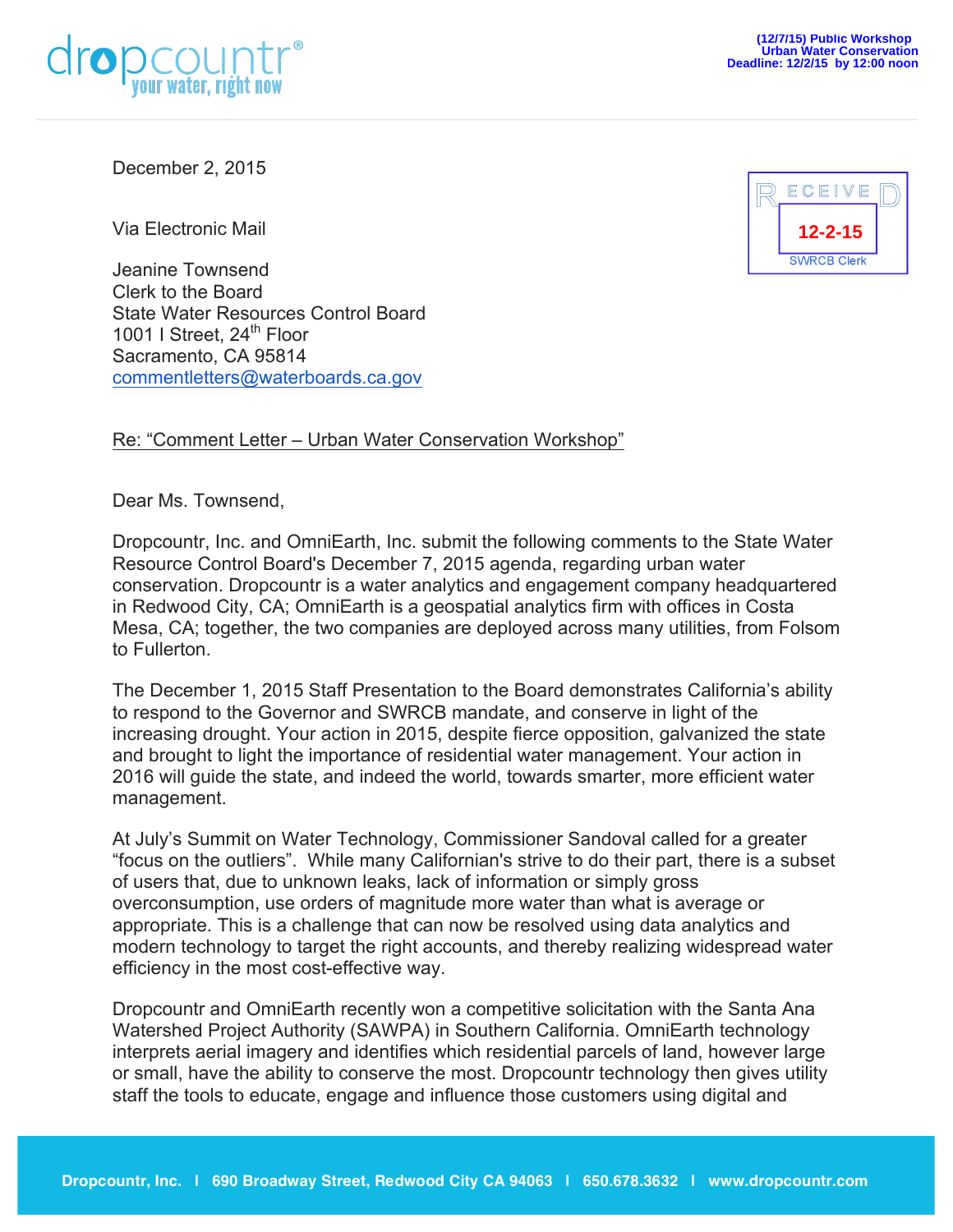(12/7/15) Public Workshop
Urban Water Conservation
Deadline: 12/2/15 by 12:00 noon

RECEIVED
12-2-15
SWRCB Clerk

December 2, 2015

Via Electronic Mail

Jeanine Townsend
Clerk to the Board
State Water Resources Control Board
1001 I Street, 24th Floor
Sacramento, CA 95814
commentletters@waterboards.ca.gov

Re: "Comment Letter – Urban Water Conservation Workshop"

Dear Ms. Townsend,

Dropcountr, Inc. and OmniEarth, Inc. submit the following comments to the State Water Resource Control Board's December 7, 2015 agenda, regarding urban water conservation. Dropcountr is a water analytics and engagement company headquartered in Redwood City, CA; OmniEarth is a geospatial analytics firm with offices in Costa Mesa, CA; together, the two companies are deployed across many utilities, from Folsom to Fullerton.

The December 1, 2015 Staff Presentation to the Board demonstrates California's ability to respond to the Governor and SWRCB mandate, and conserve in light of the increasing drought. Your action in 2015, despite fierce opposition, galvanized the state and brought to light the importance of residential water management. Your action in 2016 will guide the state, and indeed the world, towards smarter, more efficient water management.

At July's Summit on Water Technology, Commissioner Sandoval called for a greater "focus on the outliers". While many Californian's strive to do their part, there is a subset of users that, due to unknown leaks, lack of information or simply gross overconsumption, use orders of magnitude more water than what is average or appropriate. This is a challenge that can now be resolved using data analytics and modern technology to target the right accounts, and thereby realizing widespread water efficiency in the most cost-effective way.

Dropcountr and OmniEarth recently won a competitive solicitation with the Santa Ana Watershed Project Authority (SAWPA) in Southern California. OmniEarth technology interprets aerial imagery and identifies which residential parcels of land, however large or small, have the ability to conserve the most. Dropcountr technology then gives utility staff the tools to educate, engage and influence those customers using digital and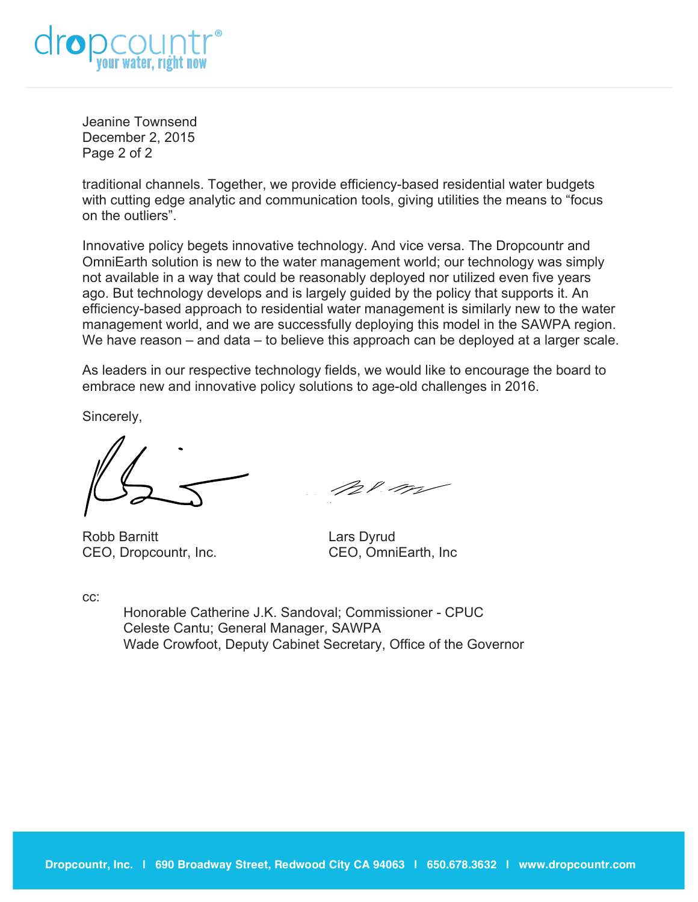traditional channels. Together, we provide efficiency-based residential water budgets with cutting edge analytic and communication tools, giving utilities the means to "focus on the outliers".

Innovative policy begets innovative technology. And vice versa. The Dropcountr and OmniEarth solution is new to the water management world; our technology was simply not available in a way that could be reasonably deployed nor utilized even five years ago. But technology develops and is largely guided by the policy that supports it. An efficiency-based approach to residential water management is similarly new to the water management world, and we are successfully deploying this model in the SAWPA region. We have reason – and data – to believe this approach can be deployed at a larger scale.

As leaders in our respective technology fields, we would like to encourage the board to embrace new and innovative policy solutions to age-old challenges in 2016.

Sincerely,

Robb Barnitt
CEO, Dropcountr, Inc.

Lars Dyrud
CEO, OmniEarth, Inc

cc:

Honorable Catherine J.K. Sandoval; Commissioner - CPUC
Celeste Cantu; General Manager, SAWPA
Wade Crowfoot, Deputy Cabinet Secretary, Office of the Governor